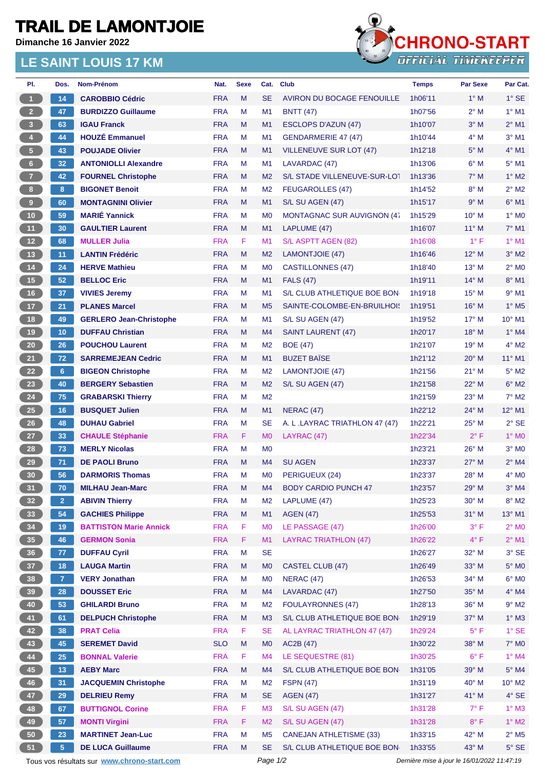# TRAIL DE LAMONTJOIE

**Dimanche 16 Janvier 2022**

## LE SAINT LOUIS 17 KM

CHRONO-START
OFFICIAL TIMEKEEPER

| Pl. | Dos. | Nom-Prénom | Nat. | Sexe | Cat. | Club | Temps | Par Sexe | Par Cat. |
|---|---|---|---|---|---|---|---|---|---|
| 1 | 14 | CAROBBIO Cédric | FRA | M | SE | AVIRON DU BOCAGE FENOUILLE | 1h06'11 | 1° M | 1° SE |
| 2 | 47 | BURDIZZO Guillaume | FRA | M | M1 | BNTT (47) | 1h07'56 | 2° M | 1° M1 |
| 3 | 63 | IGAU Franck | FRA | M | M1 | ESCLOPS D'AZUN (47) | 1h10'07 | 3° M | 2° M1 |
| 4 | 44 | HOUZÉ Emmanuel | FRA | M | M1 | GENDARMERIE 47 (47) | 1h10'44 | 4° M | 3° M1 |
| 5 | 43 | POUJADE Olivier | FRA | M | M1 | VILLENEUVE SUR LOT (47) | 1h12'18 | 5° M | 4° M1 |
| 6 | 32 | ANTONIOLLI Alexandre | FRA | M | M1 | LAVARDAC (47) | 1h13'06 | 6° M | 5° M1 |
| 7 | 42 | FOURNEL Christophe | FRA | M | M2 | S/L STADE VILLENEUVE-SUR-LOT | 1h13'36 | 7° M | 1° M2 |
| 8 | 8 | BIGONET Benoit | FRA | M | M2 | FEUGAROLLES (47) | 1h14'52 | 8° M | 2° M2 |
| 9 | 60 | MONTAGNINI Olivier | FRA | M | M1 | S/L SU AGEN (47) | 1h15'17 | 9° M | 6° M1 |
| 10 | 59 | MARIÉ Yannick | FRA | M | M0 | MONTAGNAC SUR AUVIGNON (47 | 1h15'29 | 10° M | 1° M0 |
| 11 | 30 | GAULTIER Laurent | FRA | M | M1 | LAPLUME (47) | 1h16'07 | 11° M | 7° M1 |
| 12 | 68 | MULLER Julia | FRA | F | M1 | S/L ASPTT AGEN (82) | 1h16'08 | 1° F | 1° M1 |
| 13 | 11 | LANTIN Frédéric | FRA | M | M2 | LAMONTJOIE (47) | 1h16'46 | 12° M | 3° M2 |
| 14 | 24 | HERVE Mathieu | FRA | M | M0 | CASTILLONNES (47) | 1h18'40 | 13° M | 2° M0 |
| 15 | 52 | BELLOC Eric | FRA | M | M1 | FALS (47) | 1h19'11 | 14° M | 8° M1 |
| 16 | 37 | VIVIES Jeremy | FRA | M | M1 | S/L CLUB ATHLETIQUE BOE BON | 1h19'18 | 15° M | 9° M1 |
| 17 | 21 | PLANES Marcel | FRA | M | M5 | SAINTE-COLOMBE-EN-BRUILHOIS | 1h19'51 | 16° M | 1° M5 |
| 18 | 49 | GERLERO Jean-Christophe | FRA | M | M1 | S/L SU AGEN (47) | 1h19'52 | 17° M | 10° M1 |
| 19 | 10 | DUFFAU Christian | FRA | M | M4 | SAINT LAURENT (47) | 1h20'17 | 18° M | 1° M4 |
| 20 | 26 | POUCHOU Laurent | FRA | M | M2 | BOE (47) | 1h21'07 | 19° M | 4° M2 |
| 21 | 72 | SARREMEJEAN Cedric | FRA | M | M1 | BUZET BAÏSE | 1h21'12 | 20° M | 11° M1 |
| 22 | 6 | BIGEON Christophe | FRA | M | M2 | LAMONTJOIE (47) | 1h21'56 | 21° M | 5° M2 |
| 23 | 40 | BERGERY Sebastien | FRA | M | M2 | S/L SU AGEN (47) | 1h21'58 | 22° M | 6° M2 |
| 24 | 75 | GRABARSKI Thierry | FRA | M | M2 | | 1h21'59 | 23° M | 7° M2 |
| 25 | 16 | BUSQUET Julien | FRA | M | M1 | NERAC (47) | 1h22'12 | 24° M | 12° M1 |
| 26 | 48 | DUHAU Gabriel | FRA | M | SE | A. L .LAYRAC TRIATHLON 47 (47) | 1h22'21 | 25° M | 2° SE |
| 27 | 33 | CHAULE Stéphanie | FRA | F | M0 | LAYRAC (47) | 1h22'34 | 2° F | 1° M0 |
| 28 | 73 | MERLY Nicolas | FRA | M | M0 | | 1h23'21 | 26° M | 3° M0 |
| 29 | 71 | DE PAOLI Bruno | FRA | M | M4 | SU AGEN | 1h23'37 | 27° M | 2° M4 |
| 30 | 56 | DARMORIS Thomas | FRA | M | M0 | PERIGUEUX (24) | 1h23'37 | 28° M | 4° M0 |
| 31 | 70 | MILHAU Jean-Marc | FRA | M | M4 | BODY CARDIO PUNCH 47 | 1h23'57 | 29° M | 3° M4 |
| 32 | 2 | ABIVIN Thierry | FRA | M | M2 | LAPLUME (47) | 1h25'23 | 30° M | 8° M2 |
| 33 | 54 | GACHIES Philippe | FRA | M | M1 | AGEN (47) | 1h25'53 | 31° M | 13° M1 |
| 34 | 19 | BATTISTON Marie Annick | FRA | F | M0 | LE PASSAGE (47) | 1h26'00 | 3° F | 2° M0 |
| 35 | 46 | GERMON Sonia | FRA | F | M1 | LAYRAC TRIATHLON (47) | 1h26'22 | 4° F | 2° M1 |
| 36 | 77 | DUFFAU Cyril | FRA | M | SE | | 1h26'27 | 32° M | 3° SE |
| 37 | 18 | LAUGA Martin | FRA | M | M0 | CASTEL CLUB (47) | 1h26'49 | 33° M | 5° M0 |
| 38 | 7 | VERY Jonathan | FRA | M | M0 | NERAC (47) | 1h26'53 | 34° M | 6° M0 |
| 39 | 28 | DOUSSET Eric | FRA | M | M4 | LAVARDAC (47) | 1h27'50 | 35° M | 4° M4 |
| 40 | 53 | GHILARDI Bruno | FRA | M | M2 | FOULAYRONNES (47) | 1h28'13 | 36° M | 9° M2 |
| 41 | 61 | DELPUCH Christophe | FRA | M | M3 | S/L CLUB ATHLETIQUE BOE BON | 1h29'19 | 37° M | 1° M3 |
| 42 | 38 | PRAT Celia | FRA | F | SE | AL LAYRAC TRIATHLON 47 (47) | 1h29'24 | 5° F | 1° SE |
| 43 | 45 | SEREMET David | SLO | M | M0 | AC2B (47) | 1h30'22 | 38° M | 7° M0 |
| 44 | 25 | BONNAL Valerie | FRA | F | M4 | LE SEQUESTRE (81) | 1h30'25 | 6° F | 1° M4 |
| 45 | 13 | AEBY Marc | FRA | M | M4 | S/L CLUB ATHLETIQUE BOE BON | 1h31'05 | 39° M | 5° M4 |
| 46 | 31 | JACQUEMIN Christophe | FRA | M | M2 | FSPN (47) | 1h31'19 | 40° M | 10° M2 |
| 47 | 29 | DELRIEU Remy | FRA | M | SE | AGEN (47) | 1h31'27 | 41° M | 4° SE |
| 48 | 67 | BUTTIGNOL Corine | FRA | F | M3 | S/L SU AGEN (47) | 1h31'28 | 7° F | 1° M3 |
| 49 | 57 | MONTI Virgini | FRA | F | M2 | S/L SU AGEN (47) | 1h31'28 | 8° F | 1° M2 |
| 50 | 23 | MARTINET Jean-Luc | FRA | M | M5 | CANEJAN ATHLETISME (33) | 1h33'15 | 42° M | 2° M5 |
| 51 | 5 | DE LUCA Guillaume | FRA | M | SE | S/L CLUB ATHLETIQUE BOE BON | 1h33'55 | 43° M | 5° SE |

Tous vos résultats sur www.chrono-start.com

*Dernière mise à jour le 16/01/2022 11:47:19*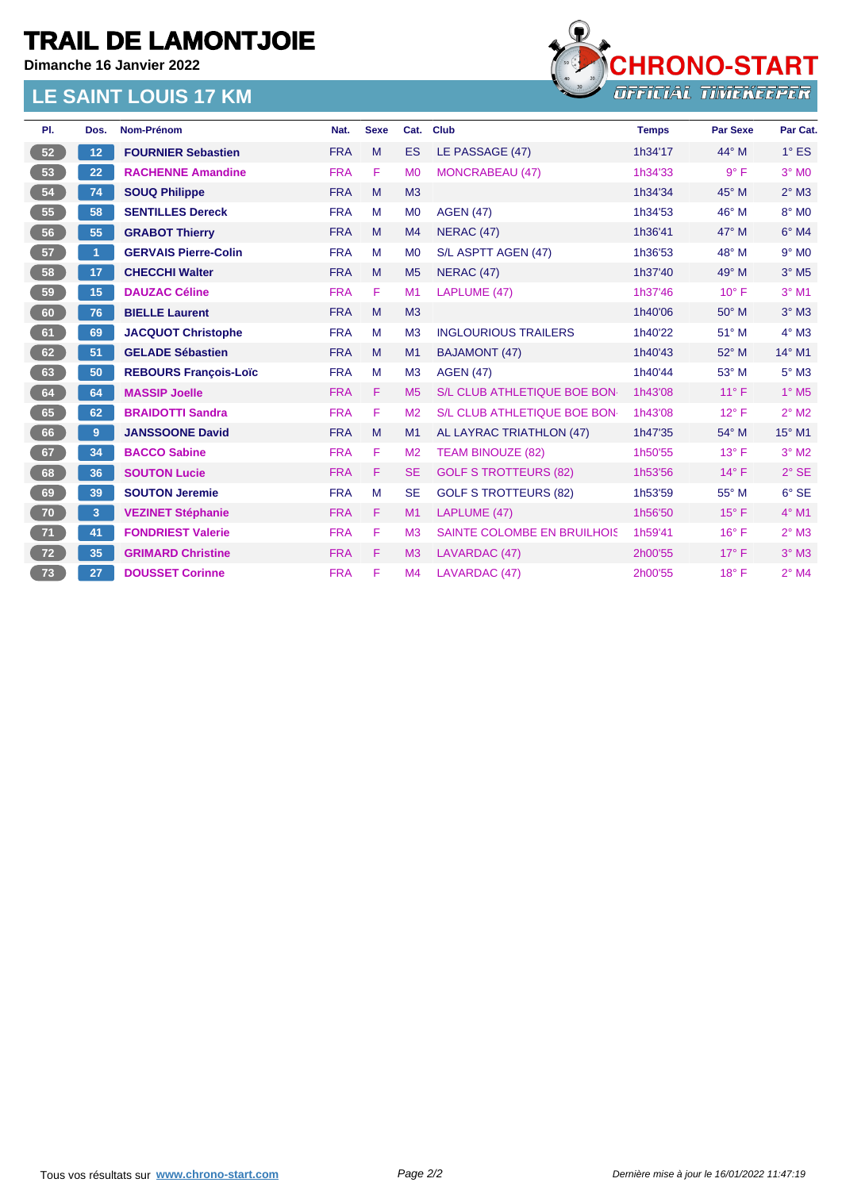# TRAIL DE LAMONTJOIE

**Dimanche 16 Janvier 2022**

## LE SAINT LOUIS 17 KM

CHRONO-START
OFFICIAL TIMEKEEPER

| Pl. | Dos. | Nom-Prénom | Nat. | Sexe | Cat. | Club | Temps | Par Sexe | Par Cat. |
|---|---|---|---|---|---|---|---|---|---|
| 52 | 12 | **FOURNIER Sebastien** | FRA | M | ES | LE PASSAGE (47) | 1h34'17 | 44° M | 1° ES |
| 53 | 22 | **RACHENNE Amandine** | FRA | F | M0 | MONCRABEAU (47) | 1h34'33 | 9° F | 3° M0 |
| 54 | 74 | **SOUQ Philippe** | FRA | M | M3 | | 1h34'34 | 45° M | 2° M3 |
| 55 | 58 | **SENTILLES Dereck** | FRA | M | M0 | AGEN (47) | 1h34'53 | 46° M | 8° M0 |
| 56 | 55 | **GRABOT Thierry** | FRA | M | M4 | NERAC (47) | 1h36'41 | 47° M | 6° M4 |
| 57 | 1 | **GERVAIS Pierre-Colin** | FRA | M | M0 | S/L ASPTT AGEN (47) | 1h36'53 | 48° M | 9° M0 |
| 58 | 17 | **CHECCHI Walter** | FRA | M | M5 | NERAC (47) | 1h37'40 | 49° M | 3° M5 |
| 59 | 15 | **DAUZAC Céline** | FRA | F | M1 | LAPLUME (47) | 1h37'46 | 10° F | 3° M1 |
| 60 | 76 | **BIELLE Laurent** | FRA | M | M3 | | 1h40'06 | 50° M | 3° M3 |
| 61 | 69 | **JACQUOT Christophe** | FRA | M | M3 | INGLOURIOUS TRAILERS | 1h40'22 | 51° M | 4° M3 |
| 62 | 51 | **GELADE Sébastien** | FRA | M | M1 | BAJAMONT (47) | 1h40'43 | 52° M | 14° M1 |
| 63 | 50 | **REBOURS François-Loïc** | FRA | M | M3 | AGEN (47) | 1h40'44 | 53° M | 5° M3 |
| 64 | 64 | **MASSIP Joelle** | FRA | F | M5 | S/L CLUB ATHLETIQUE BOE BON | 1h43'08 | 11° F | 1° M5 |
| 65 | 62 | **BRAIDOTTI Sandra** | FRA | F | M2 | S/L CLUB ATHLETIQUE BOE BON | 1h43'08 | 12° F | 2° M2 |
| 66 | 9 | **JANSSOONE David** | FRA | M | M1 | AL LAYRAC TRIATHLON (47) | 1h47'35 | 54° M | 15° M1 |
| 67 | 34 | **BACCO Sabine** | FRA | F | M2 | TEAM BINOUZE (82) | 1h50'55 | 13° F | 3° M2 |
| 68 | 36 | **SOUTON Lucie** | FRA | F | SE | GOLF S TROTTEURS (82) | 1h53'56 | 14° F | 2° SE |
| 69 | 39 | **SOUTON Jeremie** | FRA | M | SE | GOLF S TROTTEURS (82) | 1h53'59 | 55° M | 6° SE |
| 70 | 3 | **VEZINET Stéphanie** | FRA | F | M1 | LAPLUME (47) | 1h56'50 | 15° F | 4° M1 |
| 71 | 41 | **FONDRIEST Valerie** | FRA | F | M3 | SAINTE COLOMBE EN BRUILHOIS | 1h59'41 | 16° F | 2° M3 |
| 72 | 35 | **GRIMARD Christine** | FRA | F | M3 | LAVARDAC (47) | 2h00'55 | 17° F | 3° M3 |
| 73 | 27 | **DOUSSET Corinne** | FRA | F | M4 | LAVARDAC (47) | 2h00'55 | 18° F | 2° M4 |

Tous vos résultats sur www.chrono-start.com

*Dernière mise à jour le 16/01/2022 11:47:19*